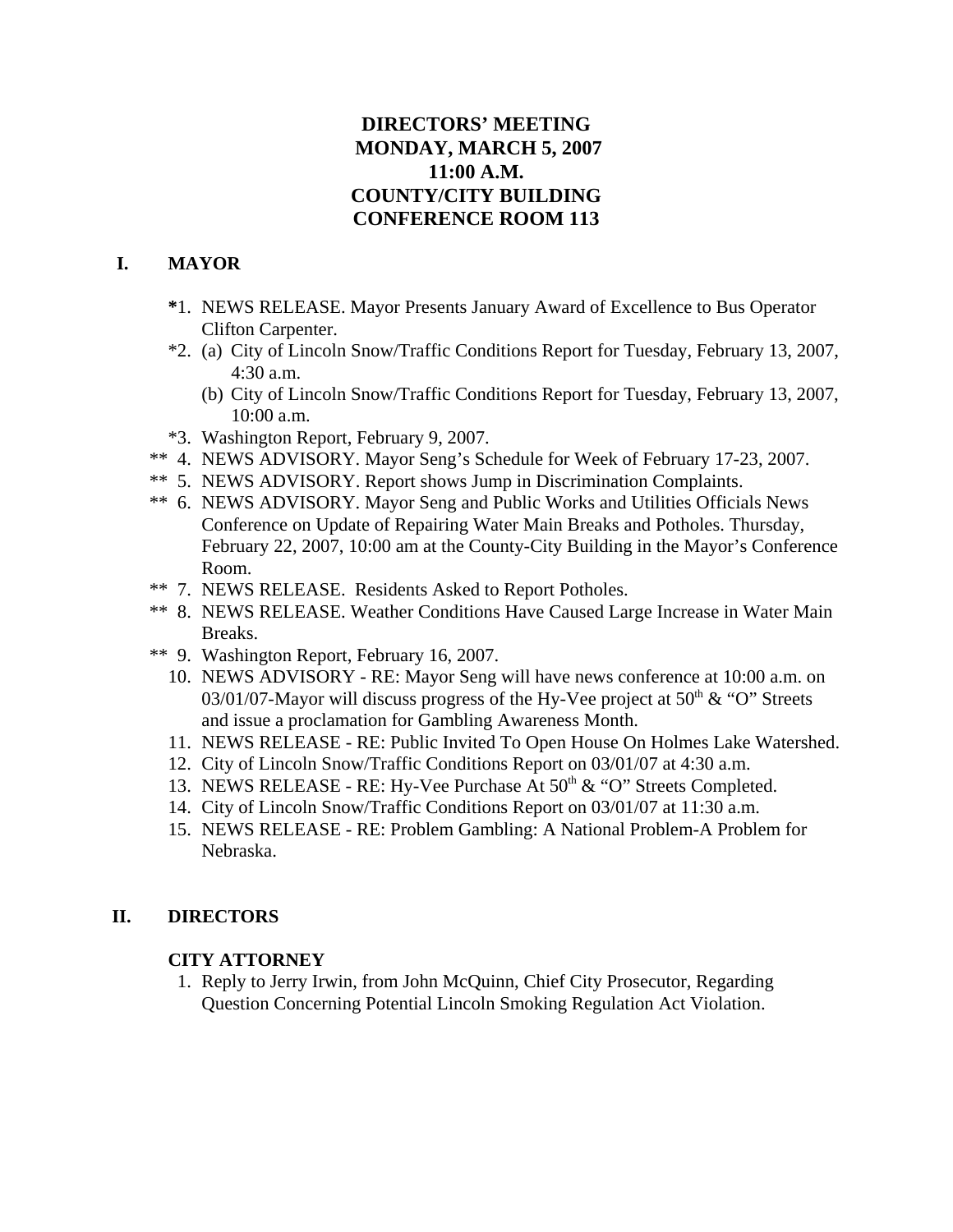# DIRECTORS' MEETING
# MONDAY, MARCH 5, 2007
# 11:00 A.M.
# COUNTY/CITY BUILDING
# CONFERENCE ROOM 113

## I. MAYOR

*1. NEWS RELEASE. Mayor Presents January Award of Excellence to Bus Operator Clifton Carpenter.

*2. (a) City of Lincoln Snow/Traffic Conditions Report for Tuesday, February 13, 2007, 4:30 a.m.

(b) City of Lincoln Snow/Traffic Conditions Report for Tuesday, February 13, 2007, 10:00 a.m.

*3. Washington Report, February 9, 2007.

** 4. NEWS ADVISORY. Mayor Seng's Schedule for Week of February 17-23, 2007.

** 5. NEWS ADVISORY. Report shows Jump in Discrimination Complaints.

** 6. NEWS ADVISORY. Mayor Seng and Public Works and Utilities Officials News Conference on Update of Repairing Water Main Breaks and Potholes. Thursday, February 22, 2007, 10:00 am at the County-City Building in the Mayor's Conference Room.

** 7. NEWS RELEASE. Residents Asked to Report Potholes.

** 8. NEWS RELEASE. Weather Conditions Have Caused Large Increase in Water Main Breaks.

** 9. Washington Report, February 16, 2007.

10. NEWS ADVISORY - RE: Mayor Seng will have news conference at 10:00 a.m. on 03/01/07-Mayor will discuss progress of the Hy-Vee project at 50th & "O" Streets and issue a proclamation for Gambling Awareness Month.

11. NEWS RELEASE - RE: Public Invited To Open House On Holmes Lake Watershed.

12. City of Lincoln Snow/Traffic Conditions Report on 03/01/07 at 4:30 a.m.

13. NEWS RELEASE - RE: Hy-Vee Purchase At 50th & "O" Streets Completed.

14. City of Lincoln Snow/Traffic Conditions Report on 03/01/07 at 11:30 a.m.

15. NEWS RELEASE - RE: Problem Gambling: A National Problem-A Problem for Nebraska.

## II. DIRECTORS

### CITY ATTORNEY

1. Reply to Jerry Irwin, from John McQuinn, Chief City Prosecutor, Regarding Question Concerning Potential Lincoln Smoking Regulation Act Violation.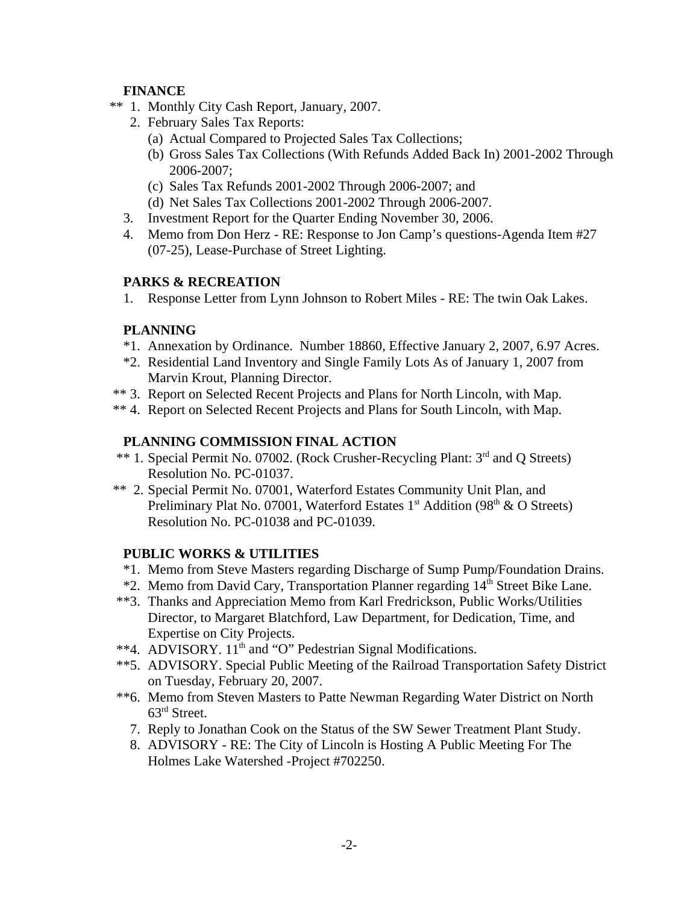**FINANCE**

** 1. Monthly City Cash Report, January, 2007.

2. February Sales Tax Reports:
   - (a) Actual Compared to Projected Sales Tax Collections;
   - (b) Gross Sales Tax Collections (With Refunds Added Back In) 2001-2002 Through 2006-2007;
   - (c) Sales Tax Refunds 2001-2002 Through 2006-2007; and
   - (d) Net Sales Tax Collections 2001-2002 Through 2006-2007.

3. Investment Report for the Quarter Ending November 30, 2006.

4. Memo from Don Herz - RE: Response to Jon Camp's questions-Agenda Item #27 (07-25), Lease-Purchase of Street Lighting.

**PARKS & RECREATION**

1. Response Letter from Lynn Johnson to Robert Miles - RE: The twin Oak Lakes.

**PLANNING**

*1. Annexation by Ordinance. Number 18860, Effective January 2, 2007, 6.97 Acres.

*2. Residential Land Inventory and Single Family Lots As of January 1, 2007 from Marvin Krout, Planning Director.

** 3. Report on Selected Recent Projects and Plans for North Lincoln, with Map.

** 4. Report on Selected Recent Projects and Plans for South Lincoln, with Map.

**PLANNING COMMISSION FINAL ACTION**

** 1. Special Permit No. 07002. (Rock Crusher-Recycling Plant: 3rd and Q Streets) Resolution No. PC-01037.

** 2. Special Permit No. 07001, Waterford Estates Community Unit Plan, and Preliminary Plat No. 07001, Waterford Estates 1st Addition (98th & O Streets) Resolution No. PC-01038 and PC-01039.

**PUBLIC WORKS & UTILITIES**

*1. Memo from Steve Masters regarding Discharge of Sump Pump/Foundation Drains.

*2. Memo from David Cary, Transportation Planner regarding 14th Street Bike Lane.

**3. Thanks and Appreciation Memo from Karl Fredrickson, Public Works/Utilities Director, to Margaret Blatchford, Law Department, for Dedication, Time, and Expertise on City Projects.

**4. ADVISORY. 11th and "O" Pedestrian Signal Modifications.

**5. ADVISORY. Special Public Meeting of the Railroad Transportation Safety District on Tuesday, February 20, 2007.

**6. Memo from Steven Masters to Patte Newman Regarding Water District on North 63rd Street.

7. Reply to Jonathan Cook on the Status of the SW Sewer Treatment Plant Study.

8. ADVISORY - RE: The City of Lincoln is Hosting A Public Meeting For The Holmes Lake Watershed -Project #702250.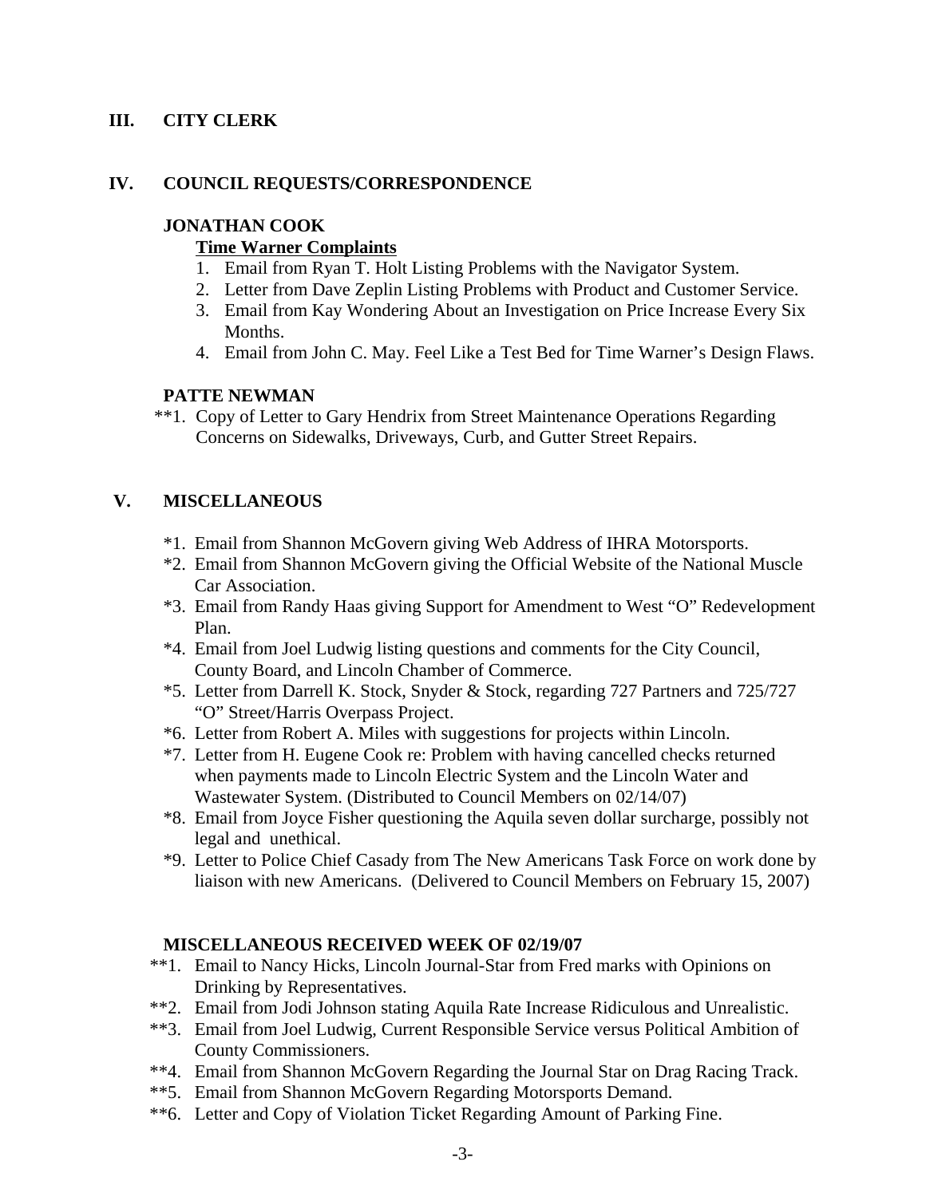## III. CITY CLERK

## IV. COUNCIL REQUESTS/CORRESPONDENCE

### JONATHAN COOK

**Time Warner Complaints**

1. Email from Ryan T. Holt Listing Problems with the Navigator System.
2. Letter from Dave Zeplin Listing Problems with Product and Customer Service.
3. Email from Kay Wondering About an Investigation on Price Increase Every Six Months.
4. Email from John C. May. Feel Like a Test Bed for Time Warner's Design Flaws.

### PATTE NEWMAN

**1. Copy of Letter to Gary Hendrix from Street Maintenance Operations Regarding Concerns on Sidewalks, Driveways, Curb, and Gutter Street Repairs.

## V. MISCELLANEOUS

*1. Email from Shannon McGovern giving Web Address of IHRA Motorsports.

*2. Email from Shannon McGovern giving the Official Website of the National Muscle Car Association.

*3. Email from Randy Haas giving Support for Amendment to West "O" Redevelopment Plan.

*4. Email from Joel Ludwig listing questions and comments for the City Council, County Board, and Lincoln Chamber of Commerce.

*5. Letter from Darrell K. Stock, Snyder & Stock, regarding 727 Partners and 725/727 "O" Street/Harris Overpass Project.

*6. Letter from Robert A. Miles with suggestions for projects within Lincoln.

*7. Letter from H. Eugene Cook re: Problem with having cancelled checks returned when payments made to Lincoln Electric System and the Lincoln Water and Wastewater System. (Distributed to Council Members on 02/14/07)

*8. Email from Joyce Fisher questioning the Aquila seven dollar surcharge, possibly not legal and unethical.

*9. Letter to Police Chief Casady from The New Americans Task Force on work done by liaison with new Americans. (Delivered to Council Members on February 15, 2007)

### MISCELLANEOUS RECEIVED WEEK OF 02/19/07

**1. Email to Nancy Hicks, Lincoln Journal-Star from Fred marks with Opinions on Drinking by Representatives.

**2. Email from Jodi Johnson stating Aquila Rate Increase Ridiculous and Unrealistic.

**3. Email from Joel Ludwig, Current Responsible Service versus Political Ambition of County Commissioners.

**4. Email from Shannon McGovern Regarding the Journal Star on Drag Racing Track.

**5. Email from Shannon McGovern Regarding Motorsports Demand.

**6. Letter and Copy of Violation Ticket Regarding Amount of Parking Fine.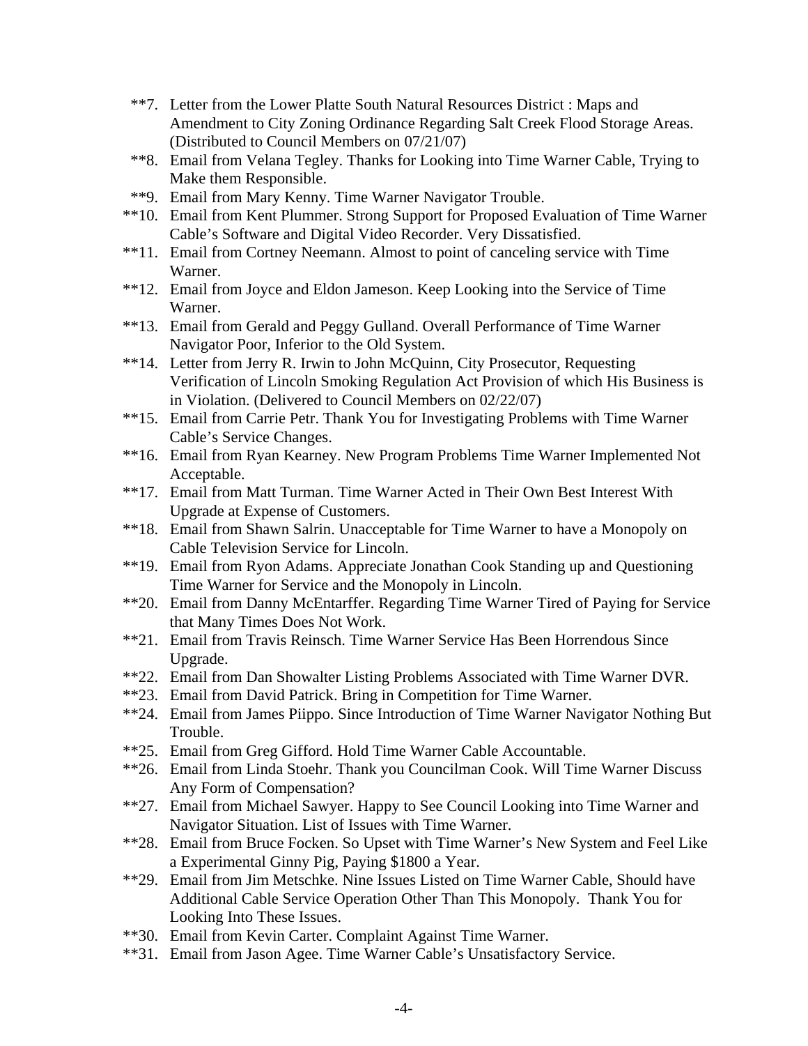**7. Letter from the Lower Platte South Natural Resources District : Maps and Amendment to City Zoning Ordinance Regarding Salt Creek Flood Storage Areas. (Distributed to Council Members on 07/21/07)

**8. Email from Velana Tegley. Thanks for Looking into Time Warner Cable, Trying to Make them Responsible.

**9. Email from Mary Kenny. Time Warner Navigator Trouble.

**10. Email from Kent Plummer. Strong Support for Proposed Evaluation of Time Warner Cable's Software and Digital Video Recorder. Very Dissatisfied.

**11. Email from Cortney Neemann. Almost to point of canceling service with Time Warner.

**12. Email from Joyce and Eldon Jameson. Keep Looking into the Service of Time Warner.

**13. Email from Gerald and Peggy Gulland. Overall Performance of Time Warner Navigator Poor, Inferior to the Old System.

**14. Letter from Jerry R. Irwin to John McQuinn, City Prosecutor, Requesting Verification of Lincoln Smoking Regulation Act Provision of which His Business is in Violation. (Delivered to Council Members on 02/22/07)

**15. Email from Carrie Petr. Thank You for Investigating Problems with Time Warner Cable's Service Changes.

**16. Email from Ryan Kearney. New Program Problems Time Warner Implemented Not Acceptable.

**17. Email from Matt Turman. Time Warner Acted in Their Own Best Interest With Upgrade at Expense of Customers.

**18. Email from Shawn Salrin. Unacceptable for Time Warner to have a Monopoly on Cable Television Service for Lincoln.

**19. Email from Ryon Adams. Appreciate Jonathan Cook Standing up and Questioning Time Warner for Service and the Monopoly in Lincoln.

**20. Email from Danny McEntarffer. Regarding Time Warner Tired of Paying for Service that Many Times Does Not Work.

**21. Email from Travis Reinsch. Time Warner Service Has Been Horrendous Since Upgrade.

**22. Email from Dan Showalter Listing Problems Associated with Time Warner DVR.

**23. Email from David Patrick. Bring in Competition for Time Warner.

**24. Email from James Piippo. Since Introduction of Time Warner Navigator Nothing But Trouble.

**25. Email from Greg Gifford. Hold Time Warner Cable Accountable.

**26. Email from Linda Stoehr. Thank you Councilman Cook. Will Time Warner Discuss Any Form of Compensation?

**27. Email from Michael Sawyer. Happy to See Council Looking into Time Warner and Navigator Situation. List of Issues with Time Warner.

**28. Email from Bruce Focken. So Upset with Time Warner's New System and Feel Like a Experimental Ginny Pig, Paying $1800 a Year.

**29. Email from Jim Metschke. Nine Issues Listed on Time Warner Cable, Should have Additional Cable Service Operation Other Than This Monopoly. Thank You for Looking Into These Issues.

**30. Email from Kevin Carter. Complaint Against Time Warner.

**31. Email from Jason Agee. Time Warner Cable's Unsatisfactory Service.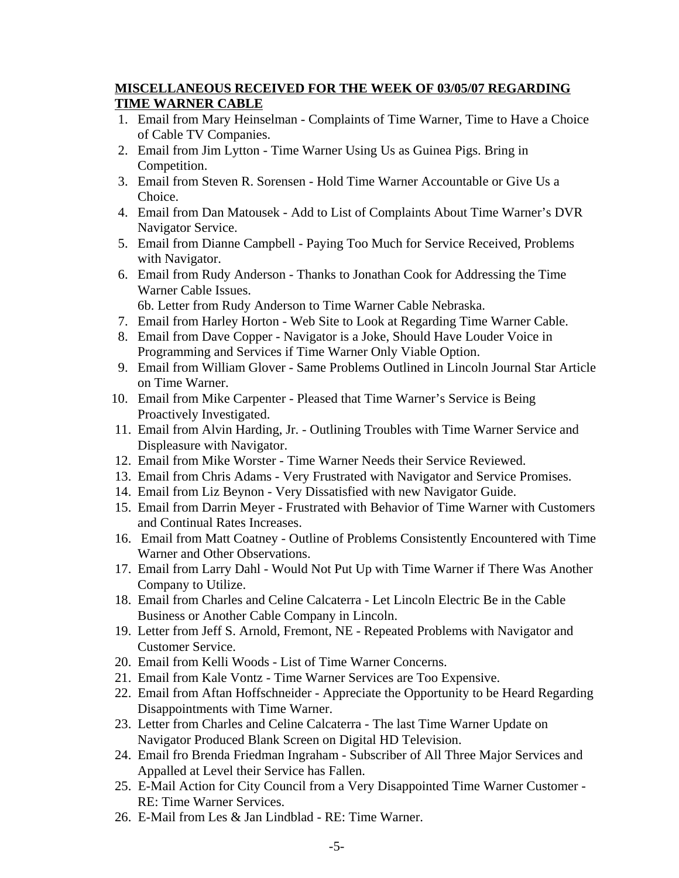**MISCELLANEOUS RECEIVED FOR THE WEEK OF 03/05/07 REGARDING TIME WARNER CABLE**

1. Email from Mary Heinselman - Complaints of Time Warner, Time to Have a Choice of Cable TV Companies.
2. Email from Jim Lytton - Time Warner Using Us as Guinea Pigs. Bring in Competition.
3. Email from Steven R. Sorensen - Hold Time Warner Accountable or Give Us a Choice.
4. Email from Dan Matousek - Add to List of Complaints About Time Warner's DVR Navigator Service.
5. Email from Dianne Campbell - Paying Too Much for Service Received, Problems with Navigator.
6. Email from Rudy Anderson - Thanks to Jonathan Cook for Addressing the Time Warner Cable Issues.
   6b. Letter from Rudy Anderson to Time Warner Cable Nebraska.
7. Email from Harley Horton - Web Site to Look at Regarding Time Warner Cable.
8. Email from Dave Copper - Navigator is a Joke, Should Have Louder Voice in Programming and Services if Time Warner Only Viable Option.
9. Email from William Glover - Same Problems Outlined in Lincoln Journal Star Article on Time Warner.
10. Email from Mike Carpenter - Pleased that Time Warner's Service is Being Proactively Investigated.
11. Email from Alvin Harding, Jr. - Outlining Troubles with Time Warner Service and Displeasure with Navigator.
12. Email from Mike Worster - Time Warner Needs their Service Reviewed.
13. Email from Chris Adams - Very Frustrated with Navigator and Service Promises.
14. Email from Liz Beynon - Very Dissatisfied with new Navigator Guide.
15. Email from Darrin Meyer - Frustrated with Behavior of Time Warner with Customers and Continual Rates Increases.
16. Email from Matt Coatney - Outline of Problems Consistently Encountered with Time Warner and Other Observations.
17. Email from Larry Dahl - Would Not Put Up with Time Warner if There Was Another Company to Utilize.
18. Email from Charles and Celine Calcaterra - Let Lincoln Electric Be in the Cable Business or Another Cable Company in Lincoln.
19. Letter from Jeff S. Arnold, Fremont, NE - Repeated Problems with Navigator and Customer Service.
20. Email from Kelli Woods - List of Time Warner Concerns.
21. Email from Kale Vontz - Time Warner Services are Too Expensive.
22. Email from Aftan Hoffschneider - Appreciate the Opportunity to be Heard Regarding Disappointments with Time Warner.
23. Letter from Charles and Celine Calcaterra - The last Time Warner Update on Navigator Produced Blank Screen on Digital HD Television.
24. Email fro Brenda Friedman Ingraham - Subscriber of All Three Major Services and Appalled at Level their Service has Fallen.
25. E-Mail Action for City Council from a Very Disappointed Time Warner Customer - RE: Time Warner Services.
26. E-Mail from Les & Jan Lindblad - RE: Time Warner.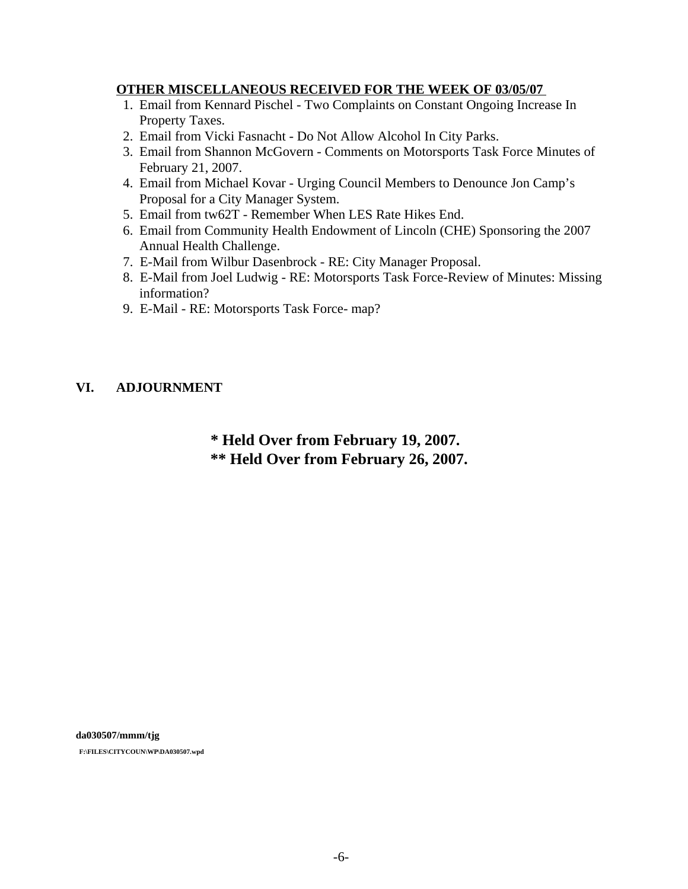**OTHER MISCELLANEOUS RECEIVED FOR THE WEEK OF 03/05/07**

1. Email from Kennard Pischel - Two Complaints on Constant Ongoing Increase In Property Taxes.
2. Email from Vicki Fasnacht - Do Not Allow Alcohol In City Parks.
3. Email from Shannon McGovern - Comments on Motorsports Task Force Minutes of February 21, 2007.
4. Email from Michael Kovar - Urging Council Members to Denounce Jon Camp's Proposal for a City Manager System.
5. Email from tw62T - Remember When LES Rate Hikes End.
6. Email from Community Health Endowment of Lincoln (CHE) Sponsoring the 2007 Annual Health Challenge.
7. E-Mail from Wilbur Dasenbrock - RE: City Manager Proposal.
8. E-Mail from Joel Ludwig - RE: Motorsports Task Force-Review of Minutes: Missing information?
9. E-Mail - RE: Motorsports Task Force- map?

**VI. ADJOURNMENT**

**\* Held Over from February 19, 2007.**
**\*\* Held Over from February 26, 2007.**

**da030507/mmm/tjg**

**F:\FILES\CITYCOUN\WP\DA030507.wpd**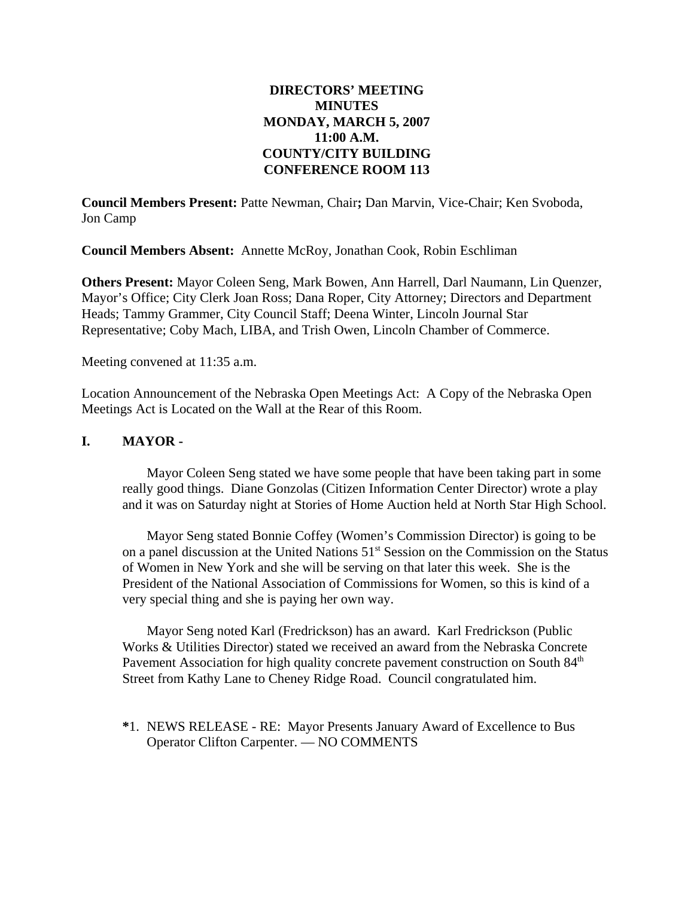**DIRECTORS' MEETING**
**MINUTES**
**MONDAY, MARCH 5, 2007**
**11:00 A.M.**
**COUNTY/CITY BUILDING**
**CONFERENCE ROOM 113**

**Council Members Present:** Patte Newman, Chair**;** Dan Marvin, Vice-Chair; Ken Svoboda, Jon Camp

**Council Members Absent:** Annette McRoy, Jonathan Cook, Robin Eschliman

**Others Present:** Mayor Coleen Seng, Mark Bowen, Ann Harrell, Darl Naumann, Lin Quenzer, Mayor's Office; City Clerk Joan Ross; Dana Roper, City Attorney; Directors and Department Heads; Tammy Grammer, City Council Staff; Deena Winter, Lincoln Journal Star Representative; Coby Mach, LIBA, and Trish Owen, Lincoln Chamber of Commerce.

Meeting convened at 11:35 a.m.

Location Announcement of the Nebraska Open Meetings Act: A Copy of the Nebraska Open Meetings Act is Located on the Wall at the Rear of this Room.

## I. MAYOR -

Mayor Coleen Seng stated we have some people that have been taking part in some really good things. Diane Gonzolas (Citizen Information Center Director) wrote a play and it was on Saturday night at Stories of Home Auction held at North Star High School.

Mayor Seng stated Bonnie Coffey (Women's Commission Director) is going to be on a panel discussion at the United Nations 51st Session on the Commission on the Status of Women in New York and she will be serving on that later this week. She is the President of the National Association of Commissions for Women, so this is kind of a very special thing and she is paying her own way.

Mayor Seng noted Karl (Fredrickson) has an award. Karl Fredrickson (Public Works & Utilities Director) stated we received an award from the Nebraska Concrete Pavement Association for high quality concrete pavement construction on South 84th Street from Kathy Lane to Cheney Ridge Road. Council congratulated him.

**\***1. NEWS RELEASE - RE: Mayor Presents January Award of Excellence to Bus Operator Clifton Carpenter. — NO COMMENTS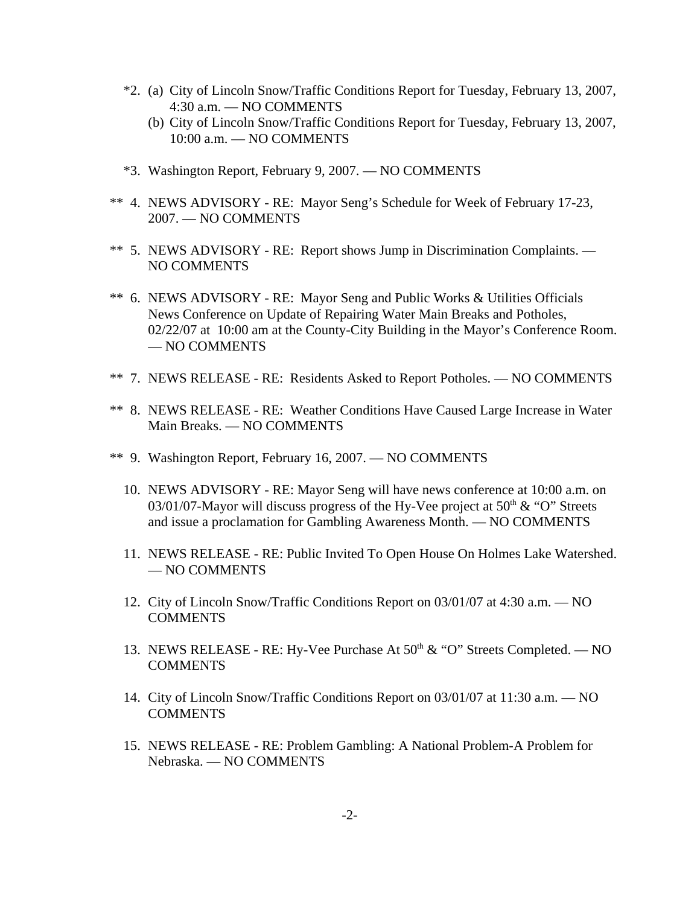*2. (a) City of Lincoln Snow/Traffic Conditions Report for Tuesday, February 13, 2007, 4:30 a.m. — NO COMMENTS

(b) City of Lincoln Snow/Traffic Conditions Report for Tuesday, February 13, 2007, 10:00 a.m. — NO COMMENTS

*3. Washington Report, February 9, 2007. — NO COMMENTS

** 4. NEWS ADVISORY - RE: Mayor Seng's Schedule for Week of February 17-23, 2007. — NO COMMENTS

** 5. NEWS ADVISORY - RE: Report shows Jump in Discrimination Complaints. — NO COMMENTS

** 6. NEWS ADVISORY - RE: Mayor Seng and Public Works & Utilities Officials News Conference on Update of Repairing Water Main Breaks and Potholes, 02/22/07 at 10:00 am at the County-City Building in the Mayor's Conference Room. — NO COMMENTS

** 7. NEWS RELEASE - RE: Residents Asked to Report Potholes. — NO COMMENTS

** 8. NEWS RELEASE - RE: Weather Conditions Have Caused Large Increase in Water Main Breaks. — NO COMMENTS

** 9. Washington Report, February 16, 2007. — NO COMMENTS

10. NEWS ADVISORY - RE: Mayor Seng will have news conference at 10:00 a.m. on 03/01/07-Mayor will discuss progress of the Hy-Vee project at 50th & "O" Streets and issue a proclamation for Gambling Awareness Month. — NO COMMENTS

11. NEWS RELEASE - RE: Public Invited To Open House On Holmes Lake Watershed. — NO COMMENTS

12. City of Lincoln Snow/Traffic Conditions Report on 03/01/07 at 4:30 a.m. — NO COMMENTS

13. NEWS RELEASE - RE: Hy-Vee Purchase At 50th & "O" Streets Completed. — NO COMMENTS

14. City of Lincoln Snow/Traffic Conditions Report on 03/01/07 at 11:30 a.m. — NO COMMENTS

15. NEWS RELEASE - RE: Problem Gambling: A National Problem-A Problem for Nebraska. — NO COMMENTS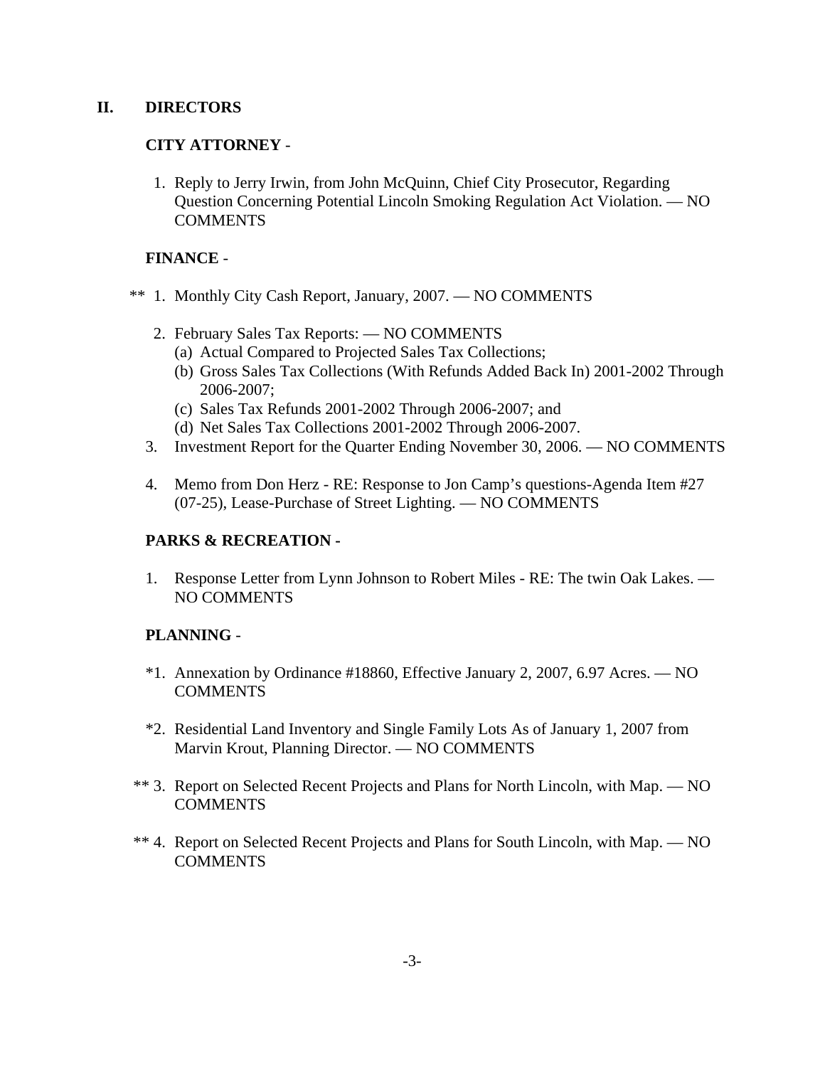## II. DIRECTORS

### CITY ATTORNEY -

1. Reply to Jerry Irwin, from John McQuinn, Chief City Prosecutor, Regarding Question Concerning Potential Lincoln Smoking Regulation Act Violation. — NO COMMENTS

### FINANCE -

** 1. Monthly City Cash Report, January, 2007. — NO COMMENTS

2. February Sales Tax Reports: — NO COMMENTS
   - (a) Actual Compared to Projected Sales Tax Collections;
   - (b) Gross Sales Tax Collections (With Refunds Added Back In) 2001-2002 Through 2006-2007;
   - (c) Sales Tax Refunds 2001-2002 Through 2006-2007; and
   - (d) Net Sales Tax Collections 2001-2002 Through 2006-2007.

3. Investment Report for the Quarter Ending November 30, 2006. — NO COMMENTS

4. Memo from Don Herz - RE: Response to Jon Camp's questions-Agenda Item #27 (07-25), Lease-Purchase of Street Lighting. — NO COMMENTS

### PARKS & RECREATION -

1. Response Letter from Lynn Johnson to Robert Miles - RE: The twin Oak Lakes. — NO COMMENTS

### PLANNING -

*1. Annexation by Ordinance #18860, Effective January 2, 2007, 6.97 Acres. — NO COMMENTS

*2. Residential Land Inventory and Single Family Lots As of January 1, 2007 from Marvin Krout, Planning Director. — NO COMMENTS

** 3. Report on Selected Recent Projects and Plans for North Lincoln, with Map. — NO COMMENTS

** 4. Report on Selected Recent Projects and Plans for South Lincoln, with Map. — NO COMMENTS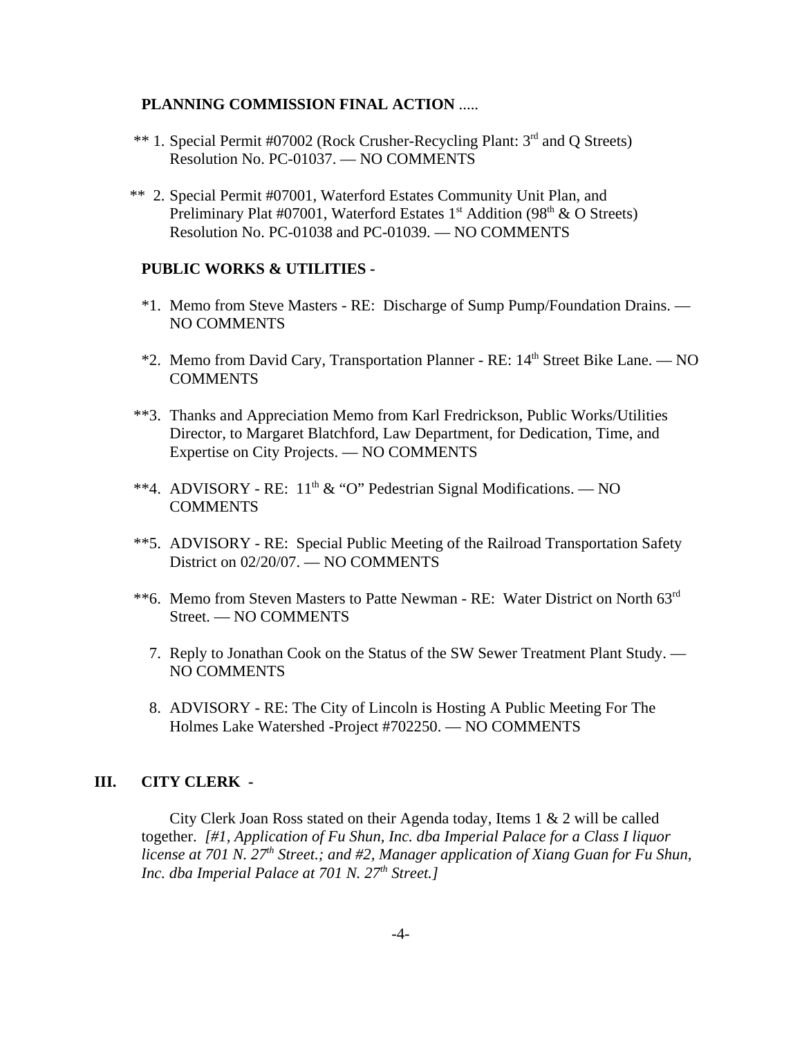**PLANNING COMMISSION FINAL ACTION** .....

** 1. Special Permit #07002 (Rock Crusher-Recycling Plant: 3rd and Q Streets) Resolution No. PC-01037. — NO COMMENTS

** 2. Special Permit #07001, Waterford Estates Community Unit Plan, and Preliminary Plat #07001, Waterford Estates 1st Addition (98th & O Streets) Resolution No. PC-01038 and PC-01039. — NO COMMENTS

**PUBLIC WORKS & UTILITIES -**

*1. Memo from Steve Masters - RE: Discharge of Sump Pump/Foundation Drains. — NO COMMENTS

*2. Memo from David Cary, Transportation Planner - RE: 14th Street Bike Lane. — NO COMMENTS

**3. Thanks and Appreciation Memo from Karl Fredrickson, Public Works/Utilities Director, to Margaret Blatchford, Law Department, for Dedication, Time, and Expertise on City Projects. — NO COMMENTS

**4. ADVISORY - RE: 11th & "O" Pedestrian Signal Modifications. — NO COMMENTS

**5. ADVISORY - RE: Special Public Meeting of the Railroad Transportation Safety District on 02/20/07. — NO COMMENTS

**6. Memo from Steven Masters to Patte Newman - RE: Water District on North 63rd Street. — NO COMMENTS

7. Reply to Jonathan Cook on the Status of the SW Sewer Treatment Plant Study. — NO COMMENTS

8. ADVISORY - RE: The City of Lincoln is Hosting A Public Meeting For The Holmes Lake Watershed -Project #702250. — NO COMMENTS

## III. CITY CLERK -

City Clerk Joan Ross stated on their Agenda today, Items 1 & 2 will be called together. *[#1, Application of Fu Shun, Inc. dba Imperial Palace for a Class I liquor license at 701 N. 27th Street.; and #2, Manager application of Xiang Guan for Fu Shun, Inc. dba Imperial Palace at 701 N. 27th Street.]*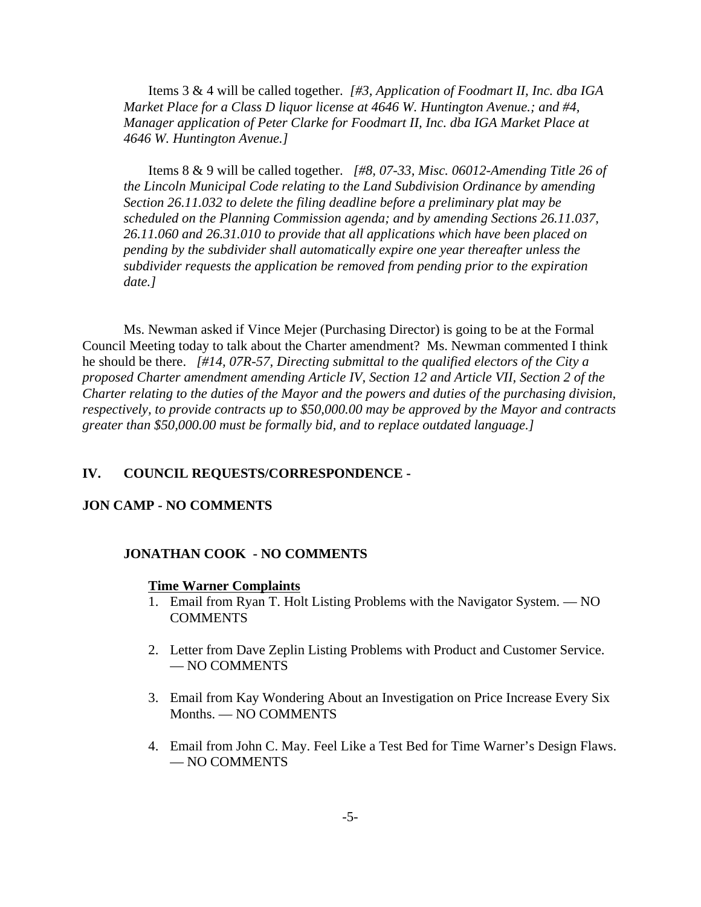Items 3 & 4 will be called together. *[#3, Application of Foodmart II, Inc. dba IGA Market Place for a Class D liquor license at 4646 W. Huntington Avenue.; and #4, Manager application of Peter Clarke for Foodmart II, Inc. dba IGA Market Place at 4646 W. Huntington Avenue.]*

Items 8 & 9 will be called together. *[#8, 07-33, Misc. 06012-Amending Title 26 of the Lincoln Municipal Code relating to the Land Subdivision Ordinance by amending Section 26.11.032 to delete the filing deadline before a preliminary plat may be scheduled on the Planning Commission agenda; and by amending Sections 26.11.037, 26.11.060 and 26.31.010 to provide that all applications which have been placed on pending by the subdivider shall automatically expire one year thereafter unless the subdivider requests the application be removed from pending prior to the expiration date.]*

Ms. Newman asked if Vince Mejer (Purchasing Director) is going to be at the Formal Council Meeting today to talk about the Charter amendment? Ms. Newman commented I think he should be there. *[#14, 07R-57, Directing submittal to the qualified electors of the City a proposed Charter amendment amending Article IV, Section 12 and Article VII, Section 2 of the Charter relating to the duties of the Mayor and the powers and duties of the purchasing division, respectively, to provide contracts up to $50,000.00 may be approved by the Mayor and contracts greater than $50,000.00 must be formally bid, and to replace outdated language.]*

## IV. COUNCIL REQUESTS/CORRESPONDENCE -

**JON CAMP - NO COMMENTS**

**JONATHAN COOK - NO COMMENTS**

**Time Warner Complaints**

1. Email from Ryan T. Holt Listing Problems with the Navigator System. — NO COMMENTS
2. Letter from Dave Zeplin Listing Problems with Product and Customer Service. — NO COMMENTS
3. Email from Kay Wondering About an Investigation on Price Increase Every Six Months. — NO COMMENTS
4. Email from John C. May. Feel Like a Test Bed for Time Warner's Design Flaws. — NO COMMENTS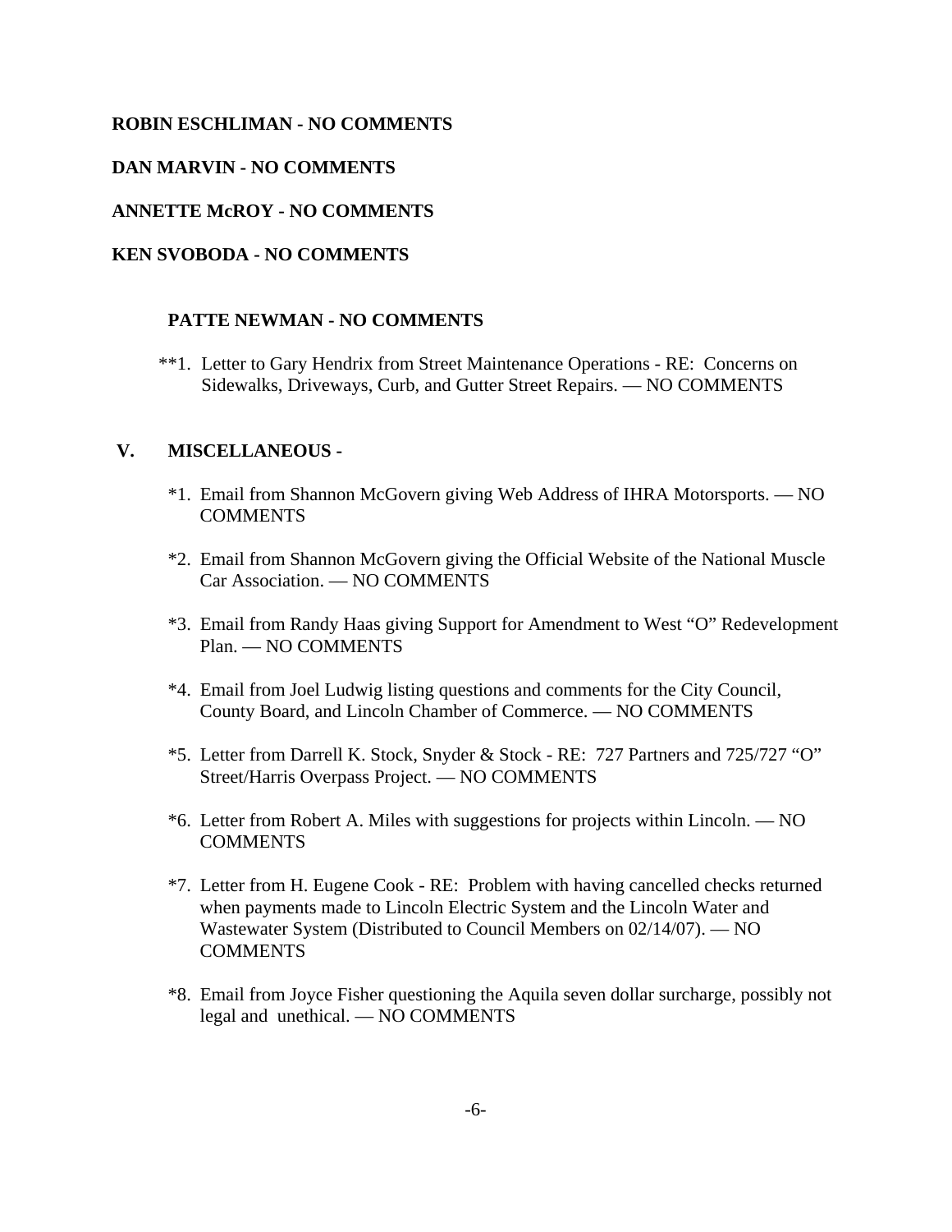**ROBIN ESCHLIMAN - NO COMMENTS**

**DAN MARVIN - NO COMMENTS**

**ANNETTE McROY - NO COMMENTS**

**KEN SVOBODA - NO COMMENTS**

**PATTE NEWMAN - NO COMMENTS**

**1. Letter to Gary Hendrix from Street Maintenance Operations - RE: Concerns on Sidewalks, Driveways, Curb, and Gutter Street Repairs. — NO COMMENTS

## V. MISCELLANEOUS -

*1. Email from Shannon McGovern giving Web Address of IHRA Motorsports. — NO COMMENTS

*2. Email from Shannon McGovern giving the Official Website of the National Muscle Car Association. — NO COMMENTS

*3. Email from Randy Haas giving Support for Amendment to West "O" Redevelopment Plan. — NO COMMENTS

*4. Email from Joel Ludwig listing questions and comments for the City Council, County Board, and Lincoln Chamber of Commerce. — NO COMMENTS

*5. Letter from Darrell K. Stock, Snyder & Stock - RE: 727 Partners and 725/727 "O" Street/Harris Overpass Project. — NO COMMENTS

*6. Letter from Robert A. Miles with suggestions for projects within Lincoln. — NO COMMENTS

*7. Letter from H. Eugene Cook - RE: Problem with having cancelled checks returned when payments made to Lincoln Electric System and the Lincoln Water and Wastewater System (Distributed to Council Members on 02/14/07). — NO COMMENTS

*8. Email from Joyce Fisher questioning the Aquila seven dollar surcharge, possibly not legal and unethical. — NO COMMENTS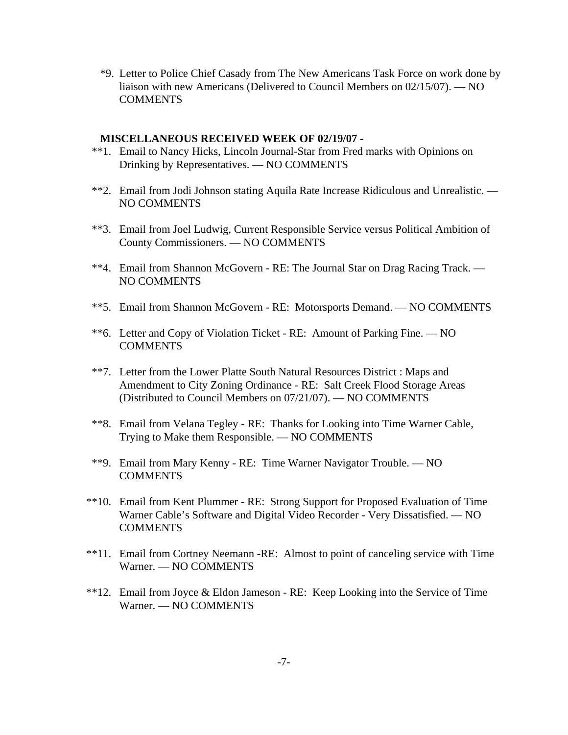*9. Letter to Police Chief Casady from The New Americans Task Force on work done by liaison with new Americans (Delivered to Council Members on 02/15/07). — NO COMMENTS

**MISCELLANEOUS RECEIVED WEEK OF 02/19/07 -**

**1. Email to Nancy Hicks, Lincoln Journal-Star from Fred marks with Opinions on Drinking by Representatives. — NO COMMENTS

**2. Email from Jodi Johnson stating Aquila Rate Increase Ridiculous and Unrealistic. — NO COMMENTS

**3. Email from Joel Ludwig, Current Responsible Service versus Political Ambition of County Commissioners. — NO COMMENTS

**4. Email from Shannon McGovern - RE: The Journal Star on Drag Racing Track. — NO COMMENTS

**5. Email from Shannon McGovern - RE: Motorsports Demand. — NO COMMENTS

**6. Letter and Copy of Violation Ticket - RE: Amount of Parking Fine. — NO COMMENTS

**7. Letter from the Lower Platte South Natural Resources District : Maps and Amendment to City Zoning Ordinance - RE: Salt Creek Flood Storage Areas (Distributed to Council Members on 07/21/07). — NO COMMENTS

**8. Email from Velana Tegley - RE: Thanks for Looking into Time Warner Cable, Trying to Make them Responsible. — NO COMMENTS

**9. Email from Mary Kenny - RE: Time Warner Navigator Trouble. — NO COMMENTS

**10. Email from Kent Plummer - RE: Strong Support for Proposed Evaluation of Time Warner Cable's Software and Digital Video Recorder - Very Dissatisfied. — NO COMMENTS

**11. Email from Cortney Neemann -RE: Almost to point of canceling service with Time Warner. — NO COMMENTS

**12. Email from Joyce & Eldon Jameson - RE: Keep Looking into the Service of Time Warner. — NO COMMENTS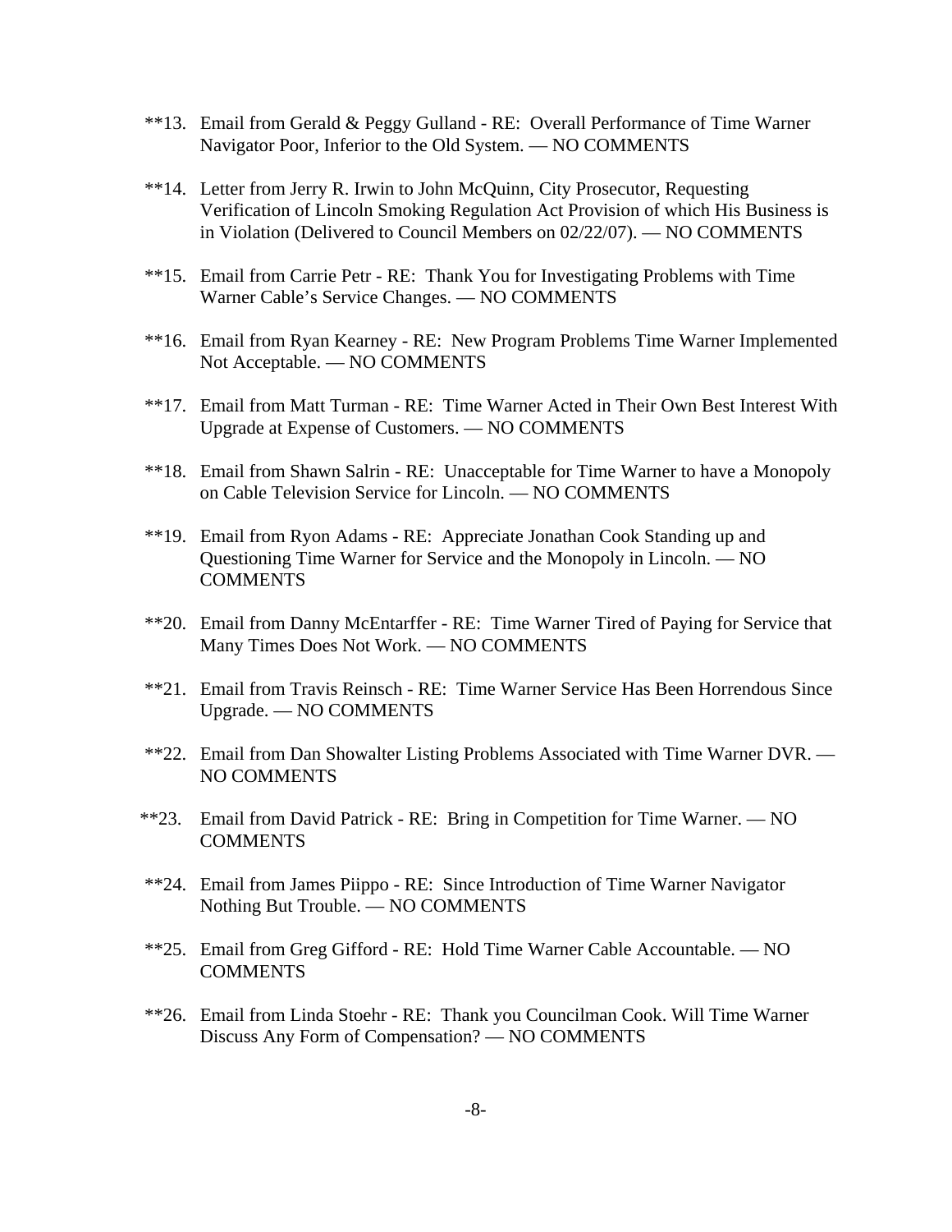**13. Email from Gerald & Peggy Gulland - RE: Overall Performance of Time Warner Navigator Poor, Inferior to the Old System. — NO COMMENTS

**14. Letter from Jerry R. Irwin to John McQuinn, City Prosecutor, Requesting Verification of Lincoln Smoking Regulation Act Provision of which His Business is in Violation (Delivered to Council Members on 02/22/07). — NO COMMENTS

**15. Email from Carrie Petr - RE: Thank You for Investigating Problems with Time Warner Cable's Service Changes. — NO COMMENTS

**16. Email from Ryan Kearney - RE: New Program Problems Time Warner Implemented Not Acceptable. — NO COMMENTS

**17. Email from Matt Turman - RE: Time Warner Acted in Their Own Best Interest With Upgrade at Expense of Customers. — NO COMMENTS

**18. Email from Shawn Salrin - RE: Unacceptable for Time Warner to have a Monopoly on Cable Television Service for Lincoln. — NO COMMENTS

**19. Email from Ryon Adams - RE: Appreciate Jonathan Cook Standing up and Questioning Time Warner for Service and the Monopoly in Lincoln. — NO COMMENTS

**20. Email from Danny McEntarffer - RE: Time Warner Tired of Paying for Service that Many Times Does Not Work. — NO COMMENTS

**21. Email from Travis Reinsch - RE: Time Warner Service Has Been Horrendous Since Upgrade. — NO COMMENTS

**22. Email from Dan Showalter Listing Problems Associated with Time Warner DVR. — NO COMMENTS

**23. Email from David Patrick - RE: Bring in Competition for Time Warner. — NO COMMENTS

**24. Email from James Piippo - RE: Since Introduction of Time Warner Navigator Nothing But Trouble. — NO COMMENTS

**25. Email from Greg Gifford - RE: Hold Time Warner Cable Accountable. — NO COMMENTS

**26. Email from Linda Stoehr - RE: Thank you Councilman Cook. Will Time Warner Discuss Any Form of Compensation? — NO COMMENTS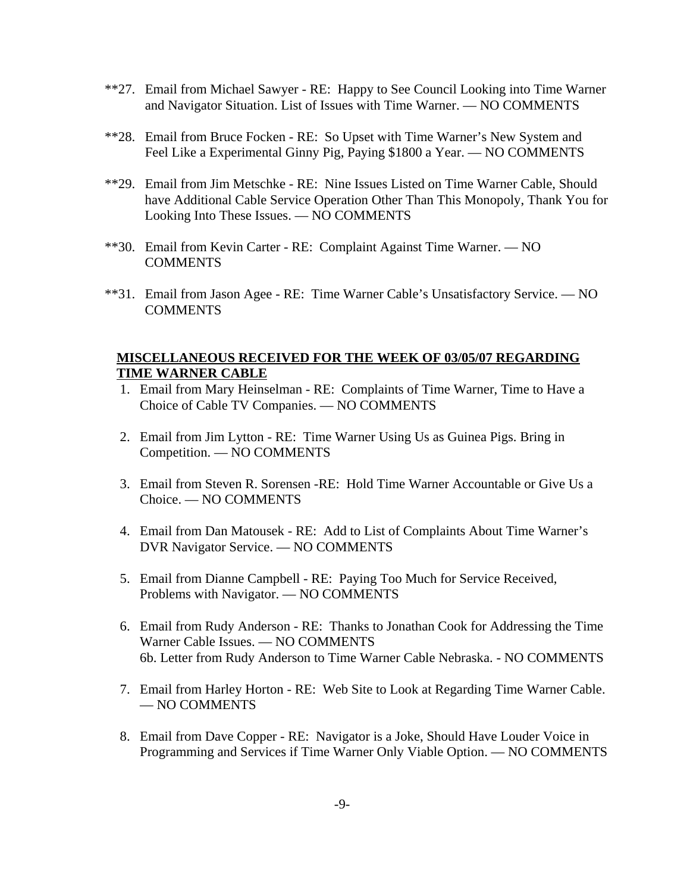**27. Email from Michael Sawyer - RE: Happy to See Council Looking into Time Warner and Navigator Situation. List of Issues with Time Warner. — NO COMMENTS

**28. Email from Bruce Focken - RE: So Upset with Time Warner's New System and Feel Like a Experimental Ginny Pig, Paying $1800 a Year. — NO COMMENTS

**29. Email from Jim Metschke - RE: Nine Issues Listed on Time Warner Cable, Should have Additional Cable Service Operation Other Than This Monopoly, Thank You for Looking Into These Issues. — NO COMMENTS

**30. Email from Kevin Carter - RE: Complaint Against Time Warner. — NO COMMENTS

**31. Email from Jason Agee - RE: Time Warner Cable's Unsatisfactory Service. — NO COMMENTS

**<u>MISCELLANEOUS RECEIVED FOR THE WEEK OF 03/05/07 REGARDING TIME WARNER CABLE</u>**

1. Email from Mary Heinselman - RE: Complaints of Time Warner, Time to Have a Choice of Cable TV Companies. — NO COMMENTS

2. Email from Jim Lytton - RE: Time Warner Using Us as Guinea Pigs. Bring in Competition. — NO COMMENTS

3. Email from Steven R. Sorensen -RE: Hold Time Warner Accountable or Give Us a Choice. — NO COMMENTS

4. Email from Dan Matousek - RE: Add to List of Complaints About Time Warner's DVR Navigator Service. — NO COMMENTS

5. Email from Dianne Campbell - RE: Paying Too Much for Service Received, Problems with Navigator. — NO COMMENTS

6. Email from Rudy Anderson - RE: Thanks to Jonathan Cook for Addressing the Time Warner Cable Issues. — NO COMMENTS
   6b. Letter from Rudy Anderson to Time Warner Cable Nebraska. - NO COMMENTS

7. Email from Harley Horton - RE: Web Site to Look at Regarding Time Warner Cable. — NO COMMENTS

8. Email from Dave Copper - RE: Navigator is a Joke, Should Have Louder Voice in Programming and Services if Time Warner Only Viable Option. — NO COMMENTS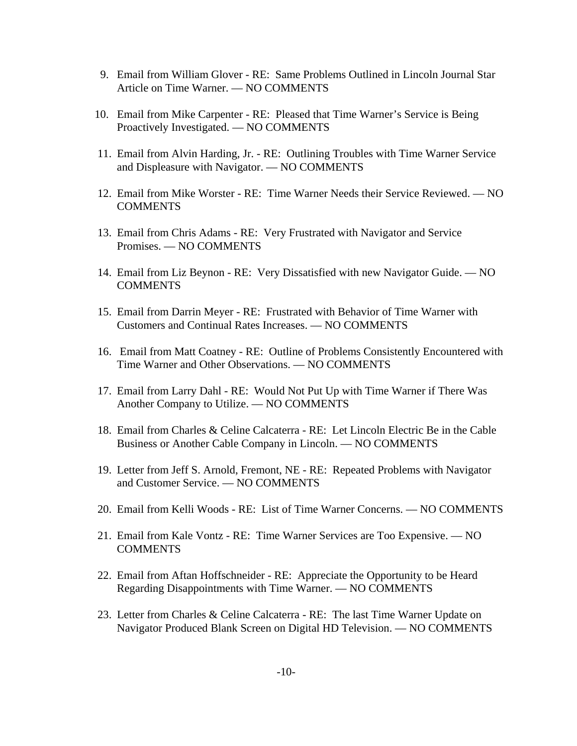9. Email from William Glover - RE: Same Problems Outlined in Lincoln Journal Star Article on Time Warner. — NO COMMENTS

10. Email from Mike Carpenter - RE: Pleased that Time Warner's Service is Being Proactively Investigated. — NO COMMENTS

11. Email from Alvin Harding, Jr. - RE: Outlining Troubles with Time Warner Service and Displeasure with Navigator. — NO COMMENTS

12. Email from Mike Worster - RE: Time Warner Needs their Service Reviewed. — NO COMMENTS

13. Email from Chris Adams - RE: Very Frustrated with Navigator and Service Promises. — NO COMMENTS

14. Email from Liz Beynon - RE: Very Dissatisfied with new Navigator Guide. — NO COMMENTS

15. Email from Darrin Meyer - RE: Frustrated with Behavior of Time Warner with Customers and Continual Rates Increases. — NO COMMENTS

16. Email from Matt Coatney - RE: Outline of Problems Consistently Encountered with Time Warner and Other Observations. — NO COMMENTS

17. Email from Larry Dahl - RE: Would Not Put Up with Time Warner if There Was Another Company to Utilize. — NO COMMENTS

18. Email from Charles & Celine Calcaterra - RE: Let Lincoln Electric Be in the Cable Business or Another Cable Company in Lincoln. — NO COMMENTS

19. Letter from Jeff S. Arnold, Fremont, NE - RE: Repeated Problems with Navigator and Customer Service. — NO COMMENTS

20. Email from Kelli Woods - RE: List of Time Warner Concerns. — NO COMMENTS

21. Email from Kale Vontz - RE: Time Warner Services are Too Expensive. — NO COMMENTS

22. Email from Aftan Hoffschneider - RE: Appreciate the Opportunity to be Heard Regarding Disappointments with Time Warner. — NO COMMENTS

23. Letter from Charles & Celine Calcaterra - RE: The last Time Warner Update on Navigator Produced Blank Screen on Digital HD Television. — NO COMMENTS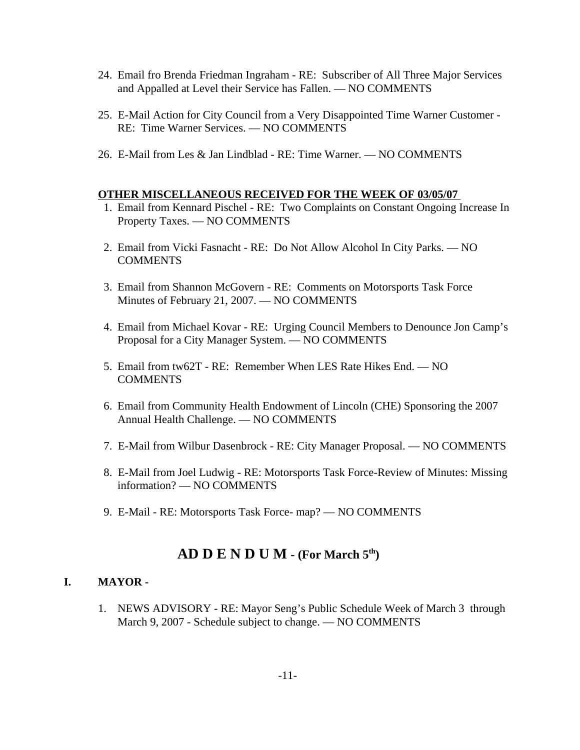24. Email fro Brenda Friedman Ingraham - RE: Subscriber of All Three Major Services and Appalled at Level their Service has Fallen. — NO COMMENTS

25. E-Mail Action for City Council from a Very Disappointed Time Warner Customer - RE: Time Warner Services. — NO COMMENTS

26. E-Mail from Les & Jan Lindblad - RE: Time Warner. — NO COMMENTS

**OTHER MISCELLANEOUS RECEIVED FOR THE WEEK OF 03/05/07**

1. Email from Kennard Pischel - RE: Two Complaints on Constant Ongoing Increase In Property Taxes. — NO COMMENTS

2. Email from Vicki Fasnacht - RE: Do Not Allow Alcohol In City Parks. — NO COMMENTS

3. Email from Shannon McGovern - RE: Comments on Motorsports Task Force Minutes of February 21, 2007. — NO COMMENTS

4. Email from Michael Kovar - RE: Urging Council Members to Denounce Jon Camp's Proposal for a City Manager System. — NO COMMENTS

5. Email from tw62T - RE: Remember When LES Rate Hikes End. — NO COMMENTS

6. Email from Community Health Endowment of Lincoln (CHE) Sponsoring the 2007 Annual Health Challenge. — NO COMMENTS

7. E-Mail from Wilbur Dasenbrock - RE: City Manager Proposal. — NO COMMENTS

8. E-Mail from Joel Ludwig - RE: Motorsports Task Force-Review of Minutes: Missing information? — NO COMMENTS

9. E-Mail - RE: Motorsports Task Force- map? — NO COMMENTS

## AD D E N D U M - (For March 5th)

**I. MAYOR -**

1. NEWS ADVISORY - RE: Mayor Seng's Public Schedule Week of March 3 through March 9, 2007 - Schedule subject to change. — NO COMMENTS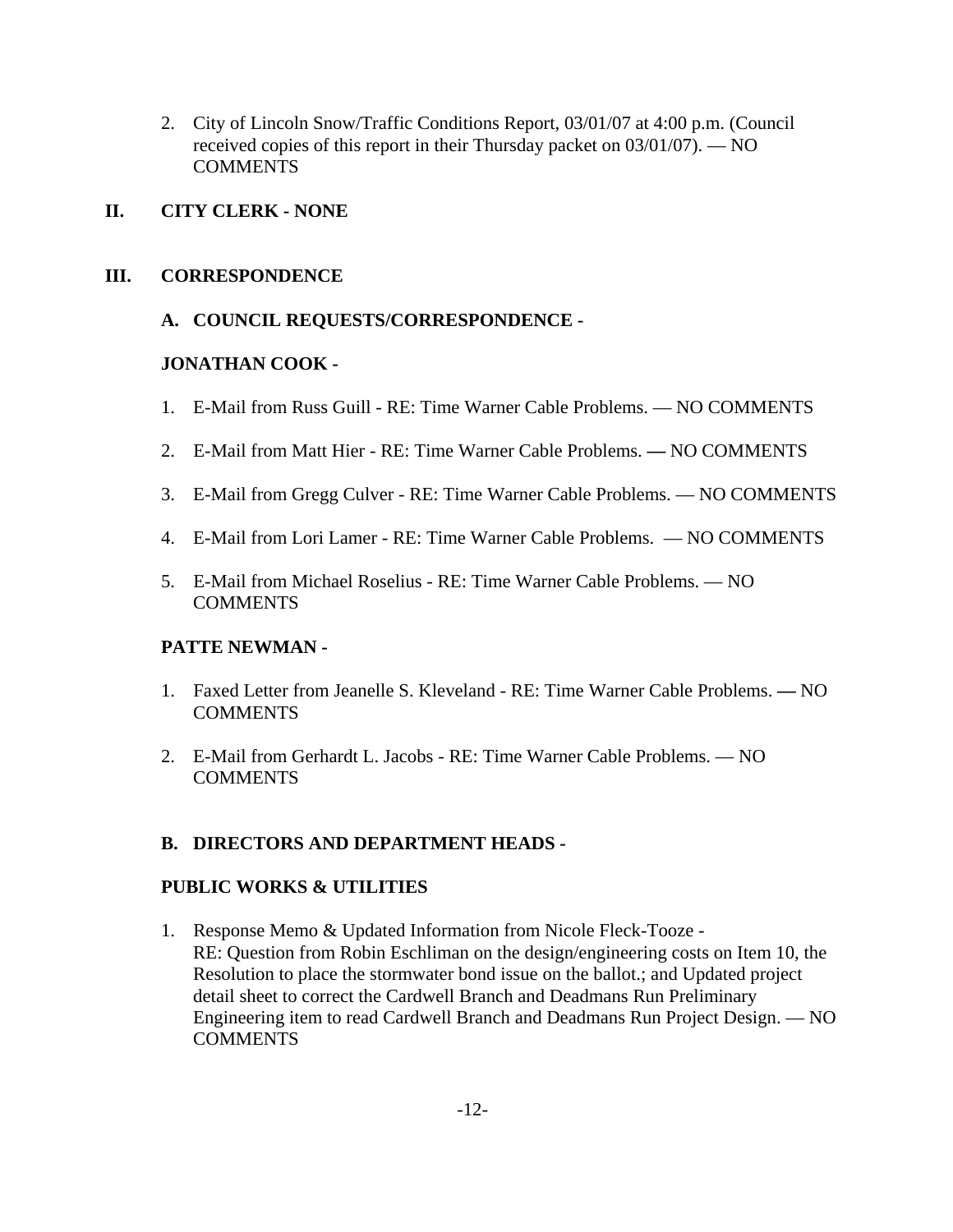2. City of Lincoln Snow/Traffic Conditions Report, 03/01/07 at 4:00 p.m. (Council received copies of this report in their Thursday packet on 03/01/07). — NO COMMENTS

## II. CITY CLERK - NONE

## III. CORRESPONDENCE

### A. COUNCIL REQUESTS/CORRESPONDENCE -

**JONATHAN COOK -**

1. E-Mail from Russ Guill - RE: Time Warner Cable Problems. — NO COMMENTS
2. E-Mail from Matt Hier - RE: Time Warner Cable Problems. — NO COMMENTS
3. E-Mail from Gregg Culver - RE: Time Warner Cable Problems. — NO COMMENTS
4. E-Mail from Lori Lamer - RE: Time Warner Cable Problems. — NO COMMENTS
5. E-Mail from Michael Roselius - RE: Time Warner Cable Problems. — NO COMMENTS

**PATTE NEWMAN -**

1. Faxed Letter from Jeanelle S. Kleveland - RE: Time Warner Cable Problems. — NO COMMENTS
2. E-Mail from Gerhardt L. Jacobs - RE: Time Warner Cable Problems. — NO COMMENTS

### B. DIRECTORS AND DEPARTMENT HEADS -

**PUBLIC WORKS & UTILITIES**

1. Response Memo & Updated Information from Nicole Fleck-Tooze - RE: Question from Robin Eschliman on the design/engineering costs on Item 10, the Resolution to place the stormwater bond issue on the ballot.; and Updated project detail sheet to correct the Cardwell Branch and Deadmans Run Preliminary Engineering item to read Cardwell Branch and Deadmans Run Project Design. — NO COMMENTS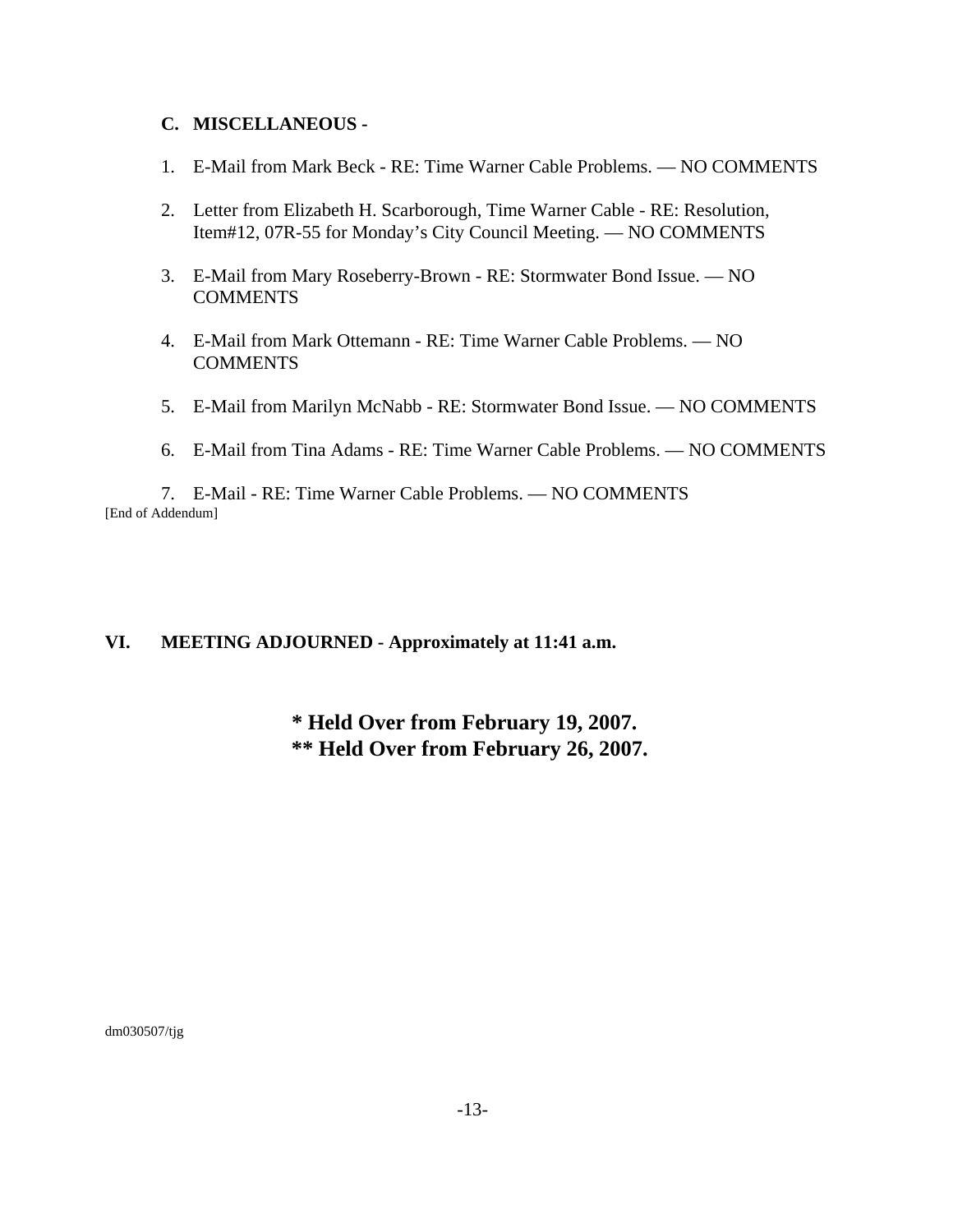### C. MISCELLANEOUS -

1. E-Mail from Mark Beck - RE: Time Warner Cable Problems. — NO COMMENTS

2. Letter from Elizabeth H. Scarborough, Time Warner Cable - RE: Resolution, Item#12, 07R-55 for Monday's City Council Meeting. — NO COMMENTS

3. E-Mail from Mary Roseberry-Brown - RE: Stormwater Bond Issue. — NO COMMENTS

4. E-Mail from Mark Ottemann - RE: Time Warner Cable Problems. — NO COMMENTS

5. E-Mail from Marilyn McNabb - RE: Stormwater Bond Issue. — NO COMMENTS

6. E-Mail from Tina Adams - RE: Time Warner Cable Problems. — NO COMMENTS

7. E-Mail - RE: Time Warner Cable Problems. — NO COMMENTS

[End of Addendum]

## VI. MEETING ADJOURNED - Approximately at 11:41 a.m.

**\* Held Over from February 19, 2007.**
**\*\* Held Over from February 26, 2007.**

dm030507/tjg